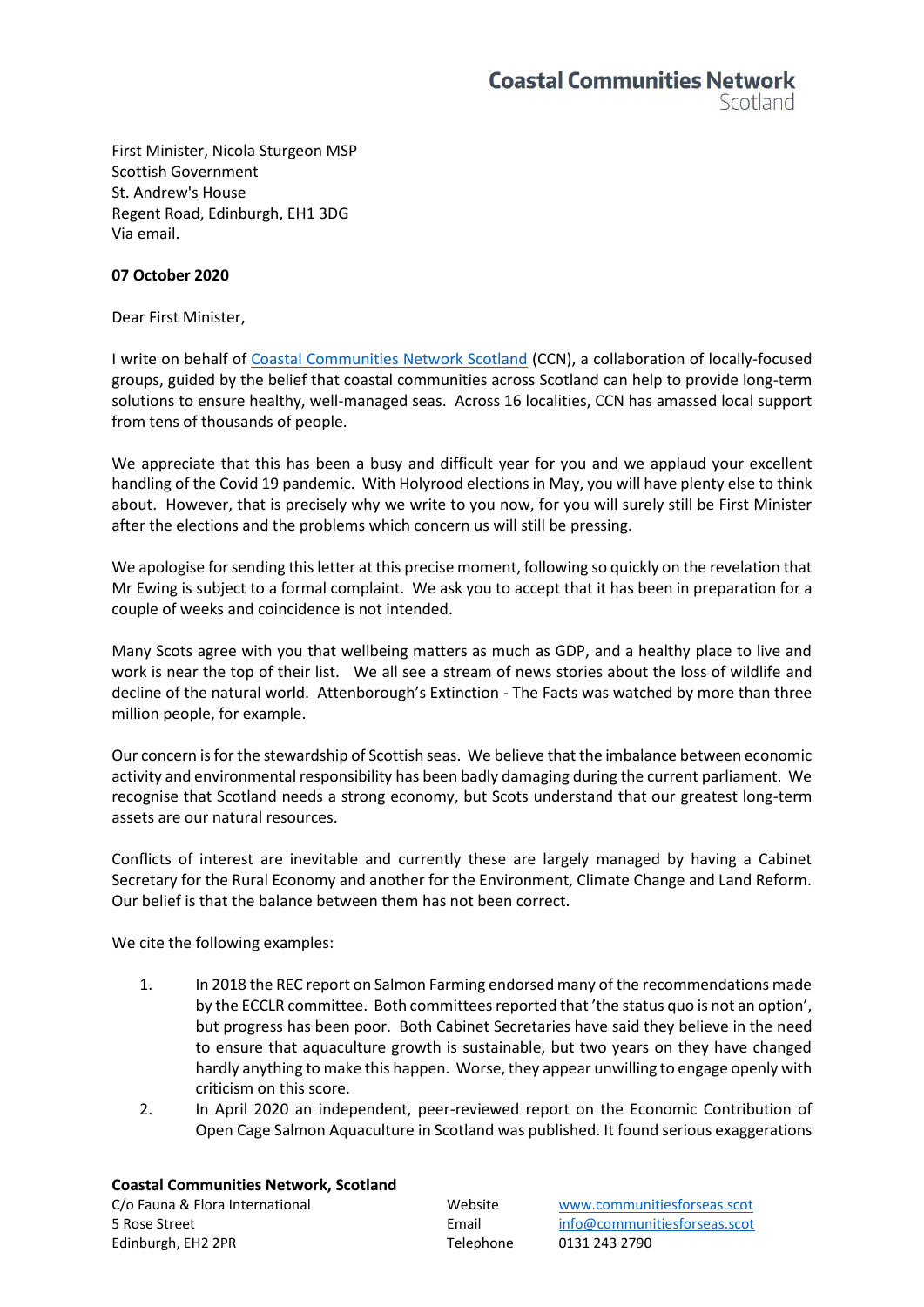**Coastal Communities Network**
Scotland

First Minister, Nicola Sturgeon MSP
Scottish Government
St. Andrew's House
Regent Road, Edinburgh, EH1 3DG
Via email.

**07 October 2020**

Dear First Minister,

I write on behalf of [Coastal Communities Network Scotland](www.communitiesforseas.scot) (CCN), a collaboration of locally-focused groups, guided by the belief that coastal communities across Scotland can help to provide long-term solutions to ensure healthy, well-managed seas. Across 16 localities, CCN has amassed local support from tens of thousands of people.

We appreciate that this has been a busy and difficult year for you and we applaud your excellent handling of the Covid 19 pandemic. With Holyrood elections in May, you will have plenty else to think about. However, that is precisely why we write to you now, for you will surely still be First Minister after the elections and the problems which concern us will still be pressing.

We apologise for sending this letter at this precise moment, following so quickly on the revelation that Mr Ewing is subject to a formal complaint. We ask you to accept that it has been in preparation for a couple of weeks and coincidence is not intended.

Many Scots agree with you that wellbeing matters as much as GDP, and a healthy place to live and work is near the top of their list. We all see a stream of news stories about the loss of wildlife and decline of the natural world. Attenborough's Extinction - The Facts was watched by more than three million people, for example.

Our concern is for the stewardship of Scottish seas. We believe that the imbalance between economic activity and environmental responsibility has been badly damaging during the current parliament. We recognise that Scotland needs a strong economy, but Scots understand that our greatest long-term assets are our natural resources.

Conflicts of interest are inevitable and currently these are largely managed by having a Cabinet Secretary for the Rural Economy and another for the Environment, Climate Change and Land Reform. Our belief is that the balance between them has not been correct.

We cite the following examples:

1. In 2018 the REC report on Salmon Farming endorsed many of the recommendations made by the ECCLR committee. Both committees reported that 'the status quo is not an option', but progress has been poor. Both Cabinet Secretaries have said they believe in the need to ensure that aquaculture growth is sustainable, but two years on they have changed hardly anything to make this happen. Worse, they appear unwilling to engage openly with criticism on this score.
2. In April 2020 an independent, peer-reviewed report on the Economic Contribution of Open Cage Salmon Aquaculture in Scotland was published. It found serious exaggerations

**Coastal Communities Network, Scotland**
C/o Fauna & Flora International
5 Rose Street
Edinburgh, EH2 2PR

Website [www.communitiesforseas.scot](www.communitiesforseas.scot)
Email [info@communitiesforseas.scot](mailto:info@communitiesforseas.scot)
Telephone 0131 243 2790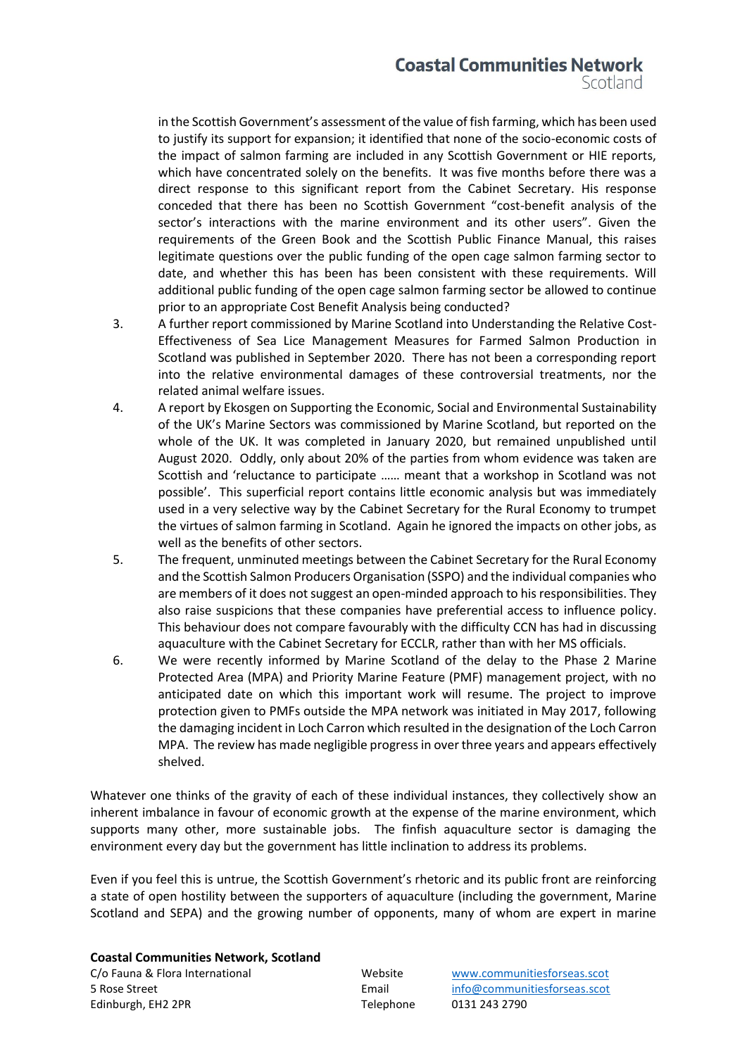in the Scottish Government's assessment of the value of fish farming, which has been used to justify its support for expansion; it identified that none of the socio-economic costs of the impact of salmon farming are included in any Scottish Government or HIE reports, which have concentrated solely on the benefits. It was five months before there was a direct response to this significant report from the Cabinet Secretary. His response conceded that there has been no Scottish Government "cost-benefit analysis of the sector's interactions with the marine environment and its other users". Given the requirements of the Green Book and the Scottish Public Finance Manual, this raises legitimate questions over the public funding of the open cage salmon farming sector to date, and whether this has been has been consistent with these requirements. Will additional public funding of the open cage salmon farming sector be allowed to continue prior to an appropriate Cost Benefit Analysis being conducted?

3. A further report commissioned by Marine Scotland into Understanding the Relative Cost-Effectiveness of Sea Lice Management Measures for Farmed Salmon Production in Scotland was published in September 2020. There has not been a corresponding report into the relative environmental damages of these controversial treatments, nor the related animal welfare issues.
4. A report by Ekosgen on Supporting the Economic, Social and Environmental Sustainability of the UK's Marine Sectors was commissioned by Marine Scotland, but reported on the whole of the UK. It was completed in January 2020, but remained unpublished until August 2020. Oddly, only about 20% of the parties from whom evidence was taken are Scottish and 'reluctance to participate …… meant that a workshop in Scotland was not possible'. This superficial report contains little economic analysis but was immediately used in a very selective way by the Cabinet Secretary for the Rural Economy to trumpet the virtues of salmon farming in Scotland. Again he ignored the impacts on other jobs, as well as the benefits of other sectors.
5. The frequent, unminuted meetings between the Cabinet Secretary for the Rural Economy and the Scottish Salmon Producers Organisation (SSPO) and the individual companies who are members of it does not suggest an open-minded approach to his responsibilities. They also raise suspicions that these companies have preferential access to influence policy. This behaviour does not compare favourably with the difficulty CCN has had in discussing aquaculture with the Cabinet Secretary for ECCLR, rather than with her MS officials.
6. We were recently informed by Marine Scotland of the delay to the Phase 2 Marine Protected Area (MPA) and Priority Marine Feature (PMF) management project, with no anticipated date on which this important work will resume. The project to improve protection given to PMFs outside the MPA network was initiated in May 2017, following the damaging incident in Loch Carron which resulted in the designation of the Loch Carron MPA. The review has made negligible progress in over three years and appears effectively shelved.

Whatever one thinks of the gravity of each of these individual instances, they collectively show an inherent imbalance in favour of economic growth at the expense of the marine environment, which supports many other, more sustainable jobs. The finfish aquaculture sector is damaging the environment every day but the government has little inclination to address its problems.

Even if you feel this is untrue, the Scottish Government's rhetoric and its public front are reinforcing a state of open hostility between the supporters of aquaculture (including the government, Marine Scotland and SEPA) and the growing number of opponents, many of whom are expert in marine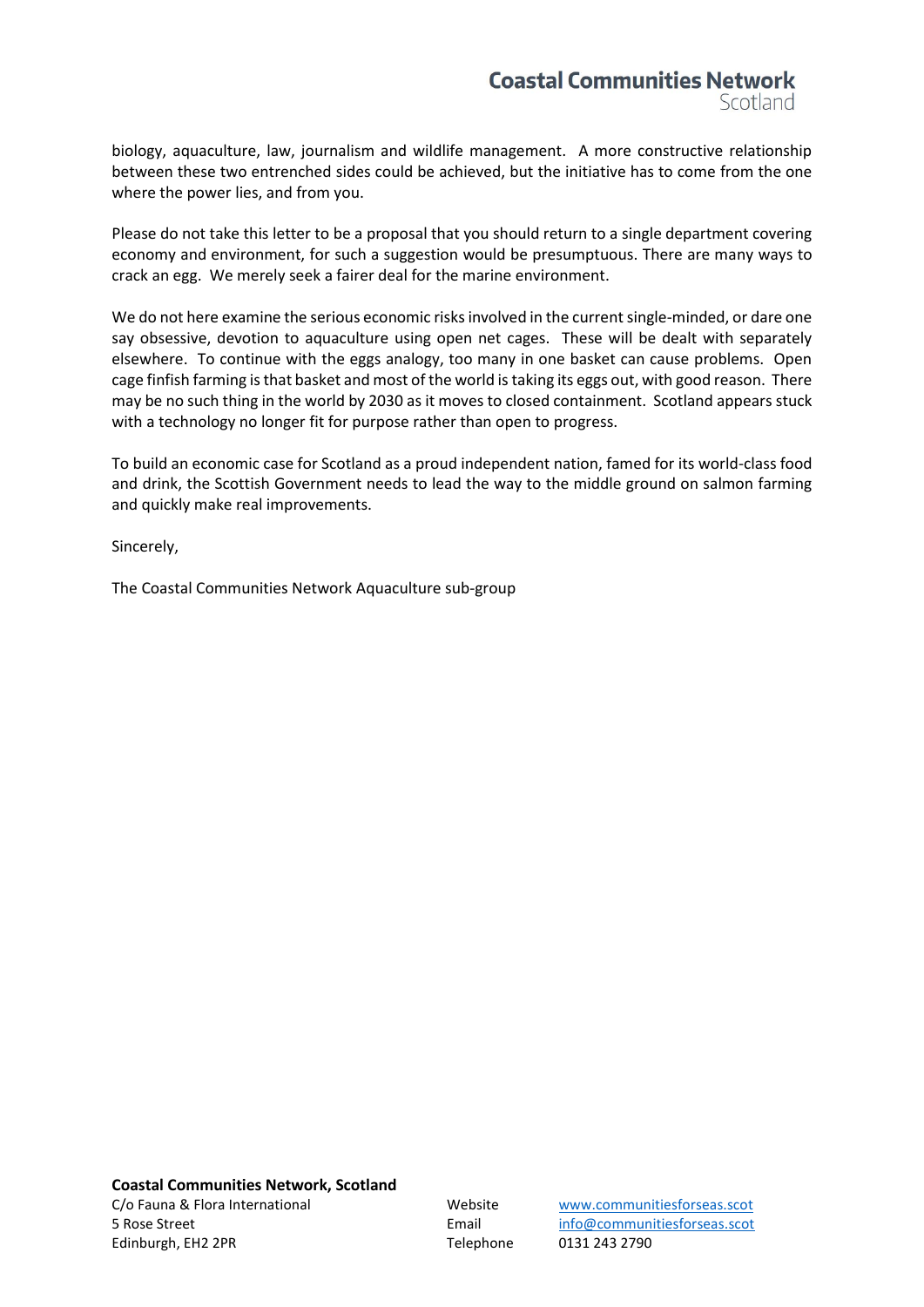biology, aquaculture, law, journalism and wildlife management. A more constructive relationship between these two entrenched sides could be achieved, but the initiative has to come from the one where the power lies, and from you.

Please do not take this letter to be a proposal that you should return to a single department covering economy and environment, for such a suggestion would be presumptuous. There are many ways to crack an egg. We merely seek a fairer deal for the marine environment.

We do not here examine the serious economic risks involved in the current single-minded, or dare one say obsessive, devotion to aquaculture using open net cages. These will be dealt with separately elsewhere. To continue with the eggs analogy, too many in one basket can cause problems. Open cage finfish farming is that basket and most of the world is taking its eggs out, with good reason. There may be no such thing in the world by 2030 as it moves to closed containment. Scotland appears stuck with a technology no longer fit for purpose rather than open to progress.

To build an economic case for Scotland as a proud independent nation, famed for its world-class food and drink, the Scottish Government needs to lead the way to the middle ground on salmon farming and quickly make real improvements.

Sincerely,

The Coastal Communities Network Aquaculture sub-group

**Coastal Communities Network, Scotland**
C/o Fauna & Flora International
5 Rose Street
Edinburgh, EH2 2PR

Website [www.communitiesforseas.scot](http://www.communitiesforseas.scot)
Email [info@communitiesforseas.scot](mailto:info@communitiesforseas.scot)
Telephone 0131 243 2790